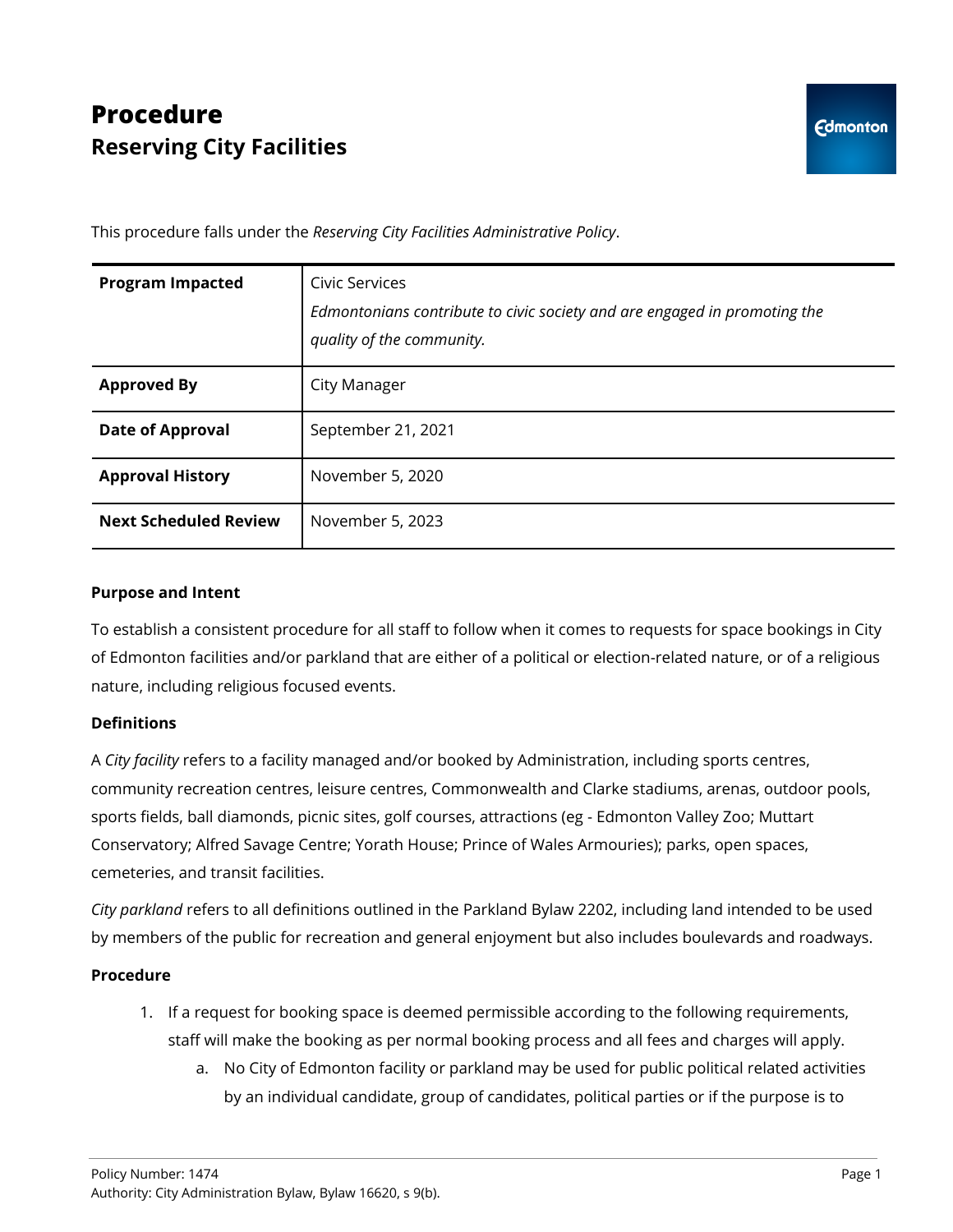# Procedure

## Reserving City Facilities

This procedure falls under the *Reserving City Facilities Administrative Policy*.

| | |
|---|---|
| **Program Impacted** | Civic Services<br>*Edmontonians contribute to civic society and are engaged in promoting the quality of the community.* |
| **Approved By** | City Manager |
| **Date of Approval** | September 21, 2021 |
| **Approval History** | November 5, 2020 |
| **Next Scheduled Review** | November 5, 2023 |

**Purpose and Intent**

To establish a consistent procedure for all staff to follow when it comes to requests for space bookings in City of Edmonton facilities and/or parkland that are either of a political or election-related nature, or of a religious nature, including religious focused events.

**Definitions**

A *City facility* refers to a facility managed and/or booked by Administration, including sports centres, community recreation centres, leisure centres, Commonwealth and Clarke stadiums, arenas, outdoor pools, sports fields, ball diamonds, picnic sites, golf courses, attractions (eg - Edmonton Valley Zoo; Muttart Conservatory; Alfred Savage Centre; Yorath House; Prince of Wales Armouries); parks, open spaces, cemeteries, and transit facilities.

*City parkland* refers to all definitions outlined in the Parkland Bylaw 2202, including land intended to be used by members of the public for recreation and general enjoyment but also includes boulevards and roadways.

**Procedure**

1. If a request for booking space is deemed permissible according to the following requirements, staff will make the booking as per normal booking process and all fees and charges will apply.
    a. No City of Edmonton facility or parkland may be used for public political related activities by an individual candidate, group of candidates, political parties or if the purpose is to

Policy Number: 1474
Authority: City Administration Bylaw, Bylaw 16620, s 9(b).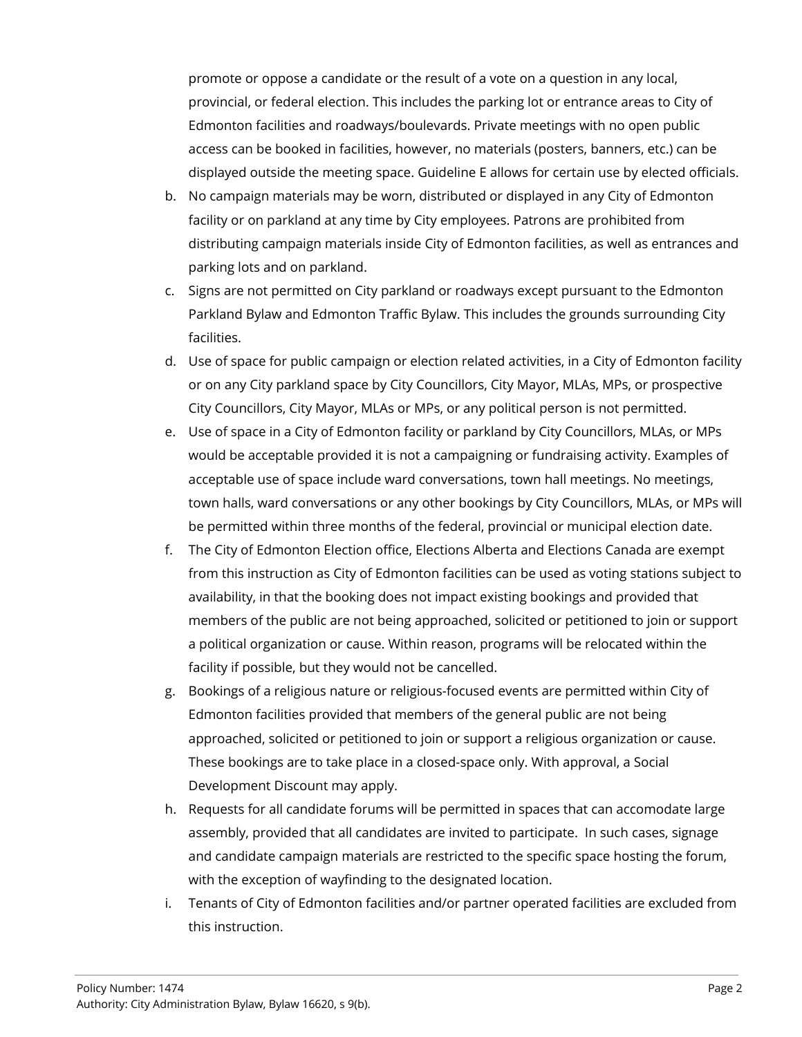promote or oppose a candidate or the result of a vote on a question in any local, provincial, or federal election. This includes the parking lot or entrance areas to City of Edmonton facilities and roadways/boulevards. Private meetings with no open public access can be booked in facilities, however, no materials (posters, banners, etc.) can be displayed outside the meeting space. Guideline E allows for certain use by elected officials.

b. No campaign materials may be worn, distributed or displayed in any City of Edmonton facility or on parkland at any time by City employees. Patrons are prohibited from distributing campaign materials inside City of Edmonton facilities, as well as entrances and parking lots and on parkland.

c. Signs are not permitted on City parkland or roadways except pursuant to the Edmonton Parkland Bylaw and Edmonton Traffic Bylaw. This includes the grounds surrounding City facilities.

d. Use of space for public campaign or election related activities, in a City of Edmonton facility or on any City parkland space by City Councillors, City Mayor, MLAs, MPs, or prospective City Councillors, City Mayor, MLAs or MPs, or any political person is not permitted.

e. Use of space in a City of Edmonton facility or parkland by City Councillors, MLAs, or MPs would be acceptable provided it is not a campaigning or fundraising activity. Examples of acceptable use of space include ward conversations, town hall meetings. No meetings, town halls, ward conversations or any other bookings by City Councillors, MLAs, or MPs will be permitted within three months of the federal, provincial or municipal election date.

f. The City of Edmonton Election office, Elections Alberta and Elections Canada are exempt from this instruction as City of Edmonton facilities can be used as voting stations subject to availability, in that the booking does not impact existing bookings and provided that members of the public are not being approached, solicited or petitioned to join or support a political organization or cause. Within reason, programs will be relocated within the facility if possible, but they would not be cancelled.

g. Bookings of a religious nature or religious-focused events are permitted within City of Edmonton facilities provided that members of the general public are not being approached, solicited or petitioned to join or support a religious organization or cause. These bookings are to take place in a closed-space only. With approval, a Social Development Discount may apply.

h. Requests for all candidate forums will be permitted in spaces that can accomodate large assembly, provided that all candidates are invited to participate. In such cases, signage and candidate campaign materials are restricted to the specific space hosting the forum, with the exception of wayfinding to the designated location.

i. Tenants of City of Edmonton facilities and/or partner operated facilities are excluded from this instruction.

Policy Number: 1474

Authority: City Administration Bylaw, Bylaw 16620, s 9(b).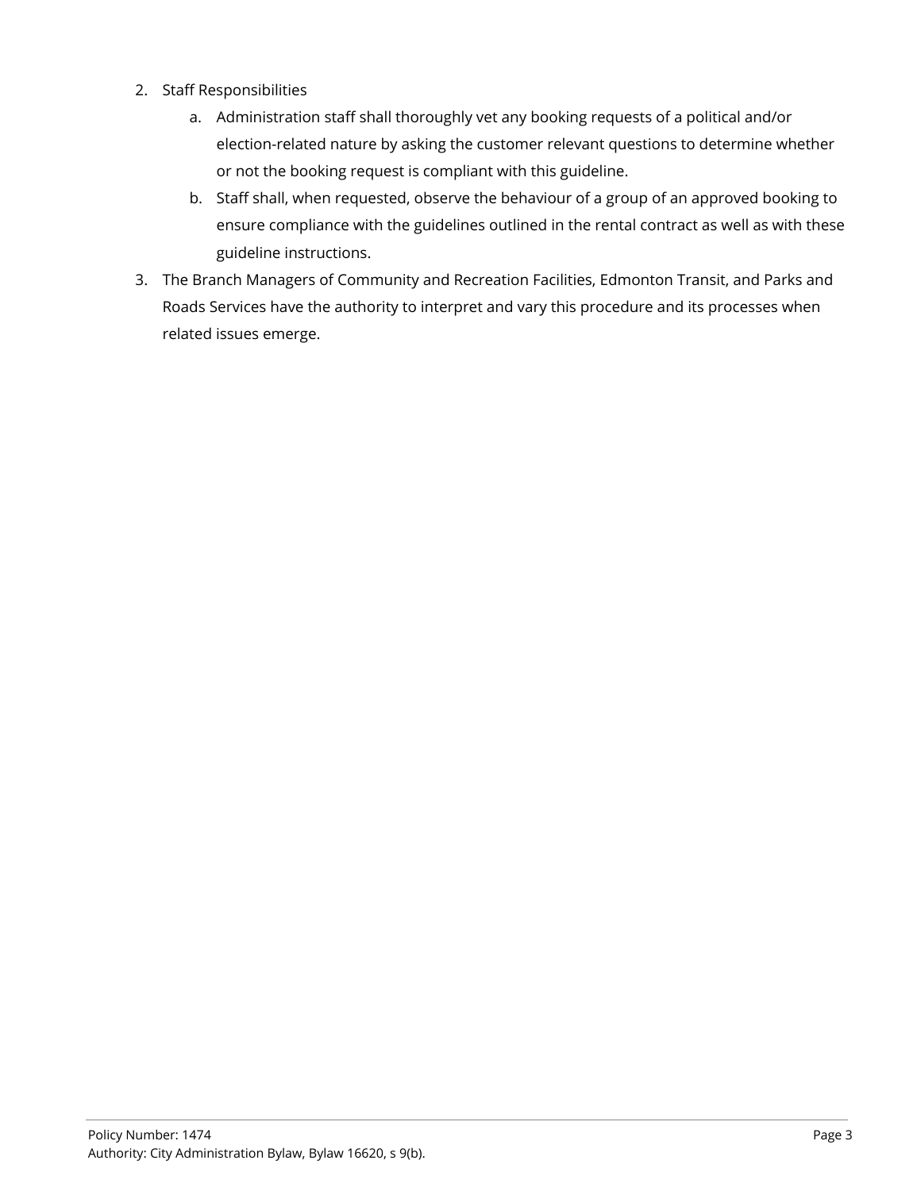2. Staff Responsibilities
    a. Administration staff shall thoroughly vet any booking requests of a political and/or election-related nature by asking the customer relevant questions to determine whether or not the booking request is compliant with this guideline.
    b. Staff shall, when requested, observe the behaviour of a group of an approved booking to ensure compliance with the guidelines outlined in the rental contract as well as with these guideline instructions.
3. The Branch Managers of Community and Recreation Facilities, Edmonton Transit, and Parks and Roads Services have the authority to interpret and vary this procedure and its processes when related issues emerge.